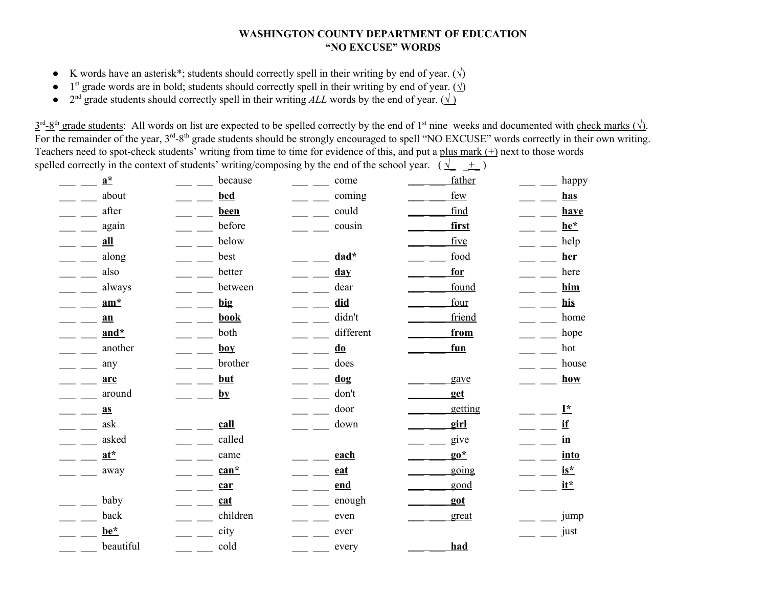# WASHINGTON COUNTY DEPARTMENT OF EDUCATION
## "NO EXCUSE" WORDS

- K words have an asterisk*; students should correctly spell in their writing by end of year. (√)
- 1st grade words are in bold; students should correctly spell in their writing by end of year. (√)
- 2nd grade students should correctly spell in their writing *ALL* words by the end of year. (√ )

3rd-8th grade students: All words on list are expected to be spelled correctly by the end of 1st nine weeks and documented with check marks (√). For the remainder of the year, 3rd-8th grade students should be strongly encouraged to spell "NO EXCUSE" words correctly in their own writing. Teachers need to spot-check students' writing from time to time for evidence of this, and put a plus mark (+) next to those words spelled correctly in the context of students' writing/composing by the end of the school year. ( √ + )

| | | | | |
|---|---|---|---|---|
| ___ ___ **a*** | ___ ___ because | ___ ___ come | ___ ___ father | ___ ___ happy |
| ___ ___ about | ___ ___ **bed** | ___ ___ coming | ___ ___ few | ___ ___ **has** |
| ___ ___ after | ___ ___ **been** | ___ ___ could | ___ ___ find | ___ ___ **have** |
| ___ ___ again | ___ ___ before | ___ ___ cousin | ___ ___ **first** | ___ ___ **he*** |
| ___ ___ **all** | ___ ___ below | | ___ ___ five | ___ ___ help |
| ___ ___ along | ___ ___ best | ___ ___ **dad*** | ___ ___ food | ___ ___ **her** |
| ___ ___ also | ___ ___ better | ___ ___ **day** | ___ ___ **for** | ___ ___ here |
| ___ ___ always | ___ ___ between | ___ ___ dear | ___ ___ found | ___ ___ **him** |
| ___ ___ **am*** | ___ ___ **big** | ___ ___ **did** | ___ ___ four | ___ ___ **his** |
| ___ ___ **an** | ___ ___ **book** | ___ ___ didn't | ___ ___ friend | ___ ___ home |
| ___ ___ **and*** | ___ ___ both | ___ ___ different | ___ ___ **from** | ___ ___ hope |
| ___ ___ another | ___ ___ **boy** | ___ ___ **do** | ___ ___ **fun** | ___ ___ hot |
| ___ ___ any | ___ ___ brother | ___ ___ does | | ___ ___ house |
| ___ ___ **are** | ___ ___ **but** | ___ ___ **dog** | ___ ___ gave | ___ ___ **how** |
| ___ ___ around | ___ ___ **by** | ___ ___ don't | ___ ___ **get** | |
| ___ ___ **as** | | ___ ___ door | ___ ___ getting | ___ ___ **I*** |
| ___ ___ ask | ___ ___ **call** | ___ ___ down | ___ ___ **girl** | ___ ___ **if** |
| ___ ___ asked | ___ ___ called | | ___ ___ give | ___ ___ **in** |
| ___ ___ **at*** | ___ ___ came | ___ ___ **each** | ___ ___ **go*** | ___ ___ **into** |
| ___ ___ away | ___ ___ **can*** | ___ ___ **eat** | ___ ___ going | ___ ___ **is*** |
| | ___ ___ **car** | ___ ___ **end** | ___ ___ good | ___ ___ **it*** |
| ___ ___ baby | ___ ___ **cat** | ___ ___ enough | ___ ___ **got** | |
| ___ ___ back | ___ ___ children | ___ ___ even | ___ ___ great | ___ ___ jump |
| ___ ___ **be*** | ___ ___ city | ___ ___ ever | | ___ ___ just |
| ___ ___ beautiful | ___ ___ cold | ___ ___ every | ___ ___ **had** | |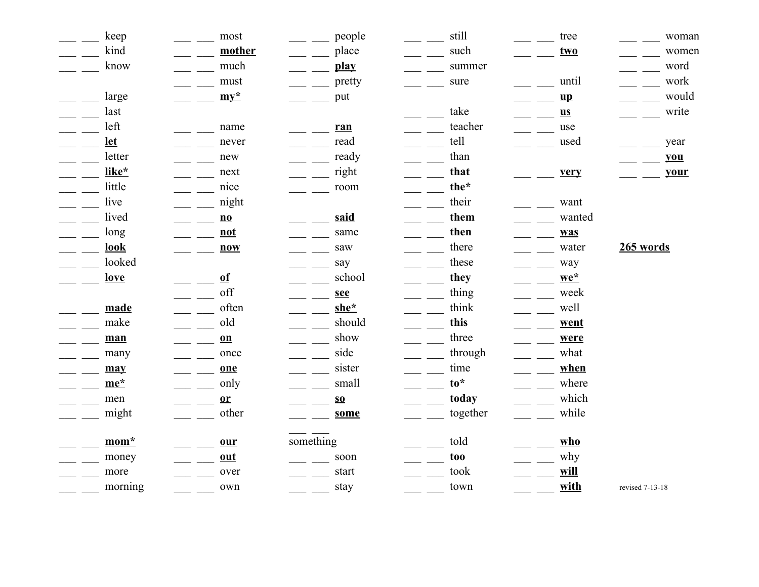- ___ ___ keep
- ___ ___ kind
- ___ ___ know

- ___ ___ large
- ___ ___ last
- ___ ___ left
- ___ ___ **let**
- ___ ___ letter
- ___ ___ **like***
- ___ ___ little
- ___ ___ live
- ___ ___ lived
- ___ ___ long
- ___ ___ **look**
- ___ ___ looked
- ___ ___ **love**

- ___ ___ **made**
- ___ ___ make
- ___ ___ **man**
- ___ ___ many
- ___ ___ **may**
- ___ ___ **me***
- ___ ___ men
- ___ ___ might

- ___ ___ **mom***
- ___ ___ money
- ___ ___ more
- ___ ___ morning
- ___ ___ most
- ___ ___ **mother**
- ___ ___ much
- ___ ___ must
- ___ ___ **my***

- ___ ___ name
- ___ ___ never
- ___ ___ new
- ___ ___ next
- ___ ___ nice
- ___ ___ night
- ___ ___ **no**
- ___ ___ **not**
- ___ ___ **now**

- ___ ___ **of**
- ___ ___ off
- ___ ___ often
- ___ ___ old
- ___ ___ **on**
- ___ ___ once
- ___ ___ **one**
- ___ ___ only
- ___ ___ **or**
- ___ ___ other

- ___ ___ **our**
- ___ ___ **out**
- ___ ___ over
- ___ ___ own

- ___ ___ people
- ___ ___ place
- ___ ___ **play**
- ___ ___ pretty
- ___ ___ put

- ___ ___ **ran**
- ___ ___ read
- ___ ___ ready
- ___ ___ right
- ___ ___ room

- ___ ___ **said**
- ___ ___ same
- ___ ___ saw
- ___ ___ say
- ___ ___ school
- ___ ___ **see**
- ___ ___ **she***
- ___ ___ should
- ___ ___ show
- ___ ___ side
- ___ ___ sister
- ___ ___ small
- ___ ___ **so**
- ___ ___ **some**

- ___ ___ something
- ___ ___ soon
- ___ ___ start
- ___ ___ stay
- ___ ___ still
- ___ ___ such
- ___ ___ summer
- ___ ___ sure

- ___ ___ take
- ___ ___ teacher
- ___ ___ tell
- ___ ___ than
- ___ ___ **that**
- ___ ___ **the***
- ___ ___ their
- ___ ___ **them**
- ___ ___ **then**
- ___ ___ there
- ___ ___ these
- ___ ___ **they**
- ___ ___ thing
- ___ ___ think
- ___ ___ **this**
- ___ ___ three
- ___ ___ through
- ___ ___ time
- ___ ___ **to***
- ___ ___ **today**
- ___ ___ together

- ___ ___ told
- ___ ___ **too**
- ___ ___ took
- ___ ___ town
- ___ ___ tree
- ___ ___ **two**

- ___ ___ until
- ___ ___ **up**
- ___ ___ **us**
- ___ ___ use
- ___ ___ used

- ___ ___ **very**

- ___ ___ want
- ___ ___ wanted
- ___ ___ **was**
- ___ ___ water
- ___ ___ way
- ___ ___ **we***
- ___ ___ week
- ___ ___ well
- ___ ___ **went**
- ___ ___ **were**
- ___ ___ what
- ___ ___ **when**
- ___ ___ where
- ___ ___ which
- ___ ___ while

- ___ ___ **who**
- ___ ___ why
- ___ ___ **will**
- ___ ___ **with**
- ___ ___ woman
- ___ ___ women
- ___ ___ word
- ___ ___ work
- ___ ___ would
- ___ ___ write

- ___ ___ year
- ___ ___ **you**
- ___ ___ **your**

**265 words**

revised 7-13-18